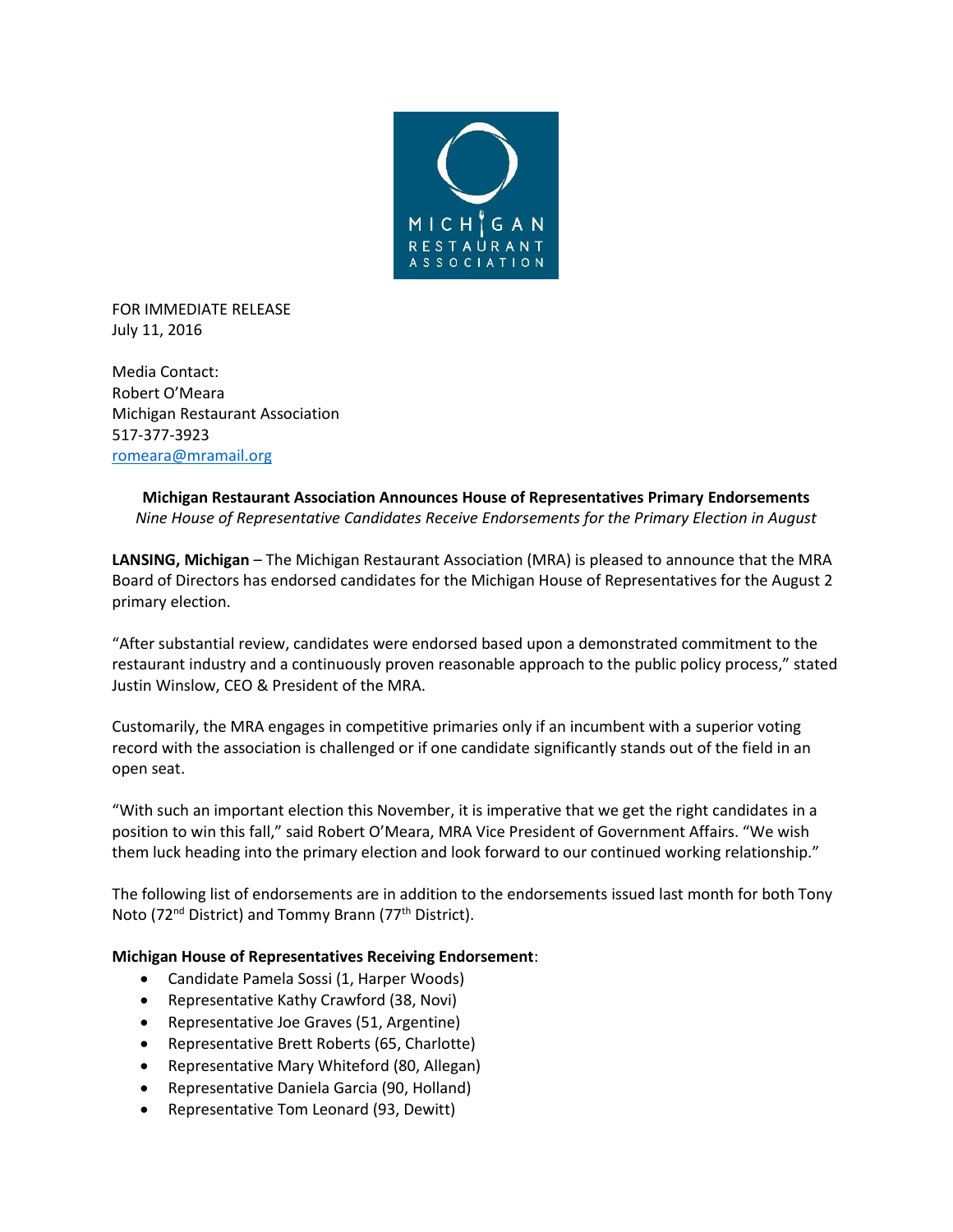FOR IMMEDIATE RELEASE
July 11, 2016

Media Contact:
Robert O'Meara
Michigan Restaurant Association
517-377-3923
romeara@mramail.org

**Michigan Restaurant Association Announces House of Representatives Primary Endorsements**
*Nine House of Representative Candidates Receive Endorsements for the Primary Election in August*

**LANSING, Michigan** – The Michigan Restaurant Association (MRA) is pleased to announce that the MRA Board of Directors has endorsed candidates for the Michigan House of Representatives for the August 2 primary election.

"After substantial review, candidates were endorsed based upon a demonstrated commitment to the restaurant industry and a continuously proven reasonable approach to the public policy process," stated Justin Winslow, CEO & President of the MRA.

Customarily, the MRA engages in competitive primaries only if an incumbent with a superior voting record with the association is challenged or if one candidate significantly stands out of the field in an open seat.

"With such an important election this November, it is imperative that we get the right candidates in a position to win this fall," said Robert O'Meara, MRA Vice President of Government Affairs. "We wish them luck heading into the primary election and look forward to our continued working relationship."

The following list of endorsements are in addition to the endorsements issued last month for both Tony Noto (72nd District) and Tommy Brann (77th District).

**Michigan House of Representatives Receiving Endorsement**:

- Candidate Pamela Sossi (1, Harper Woods)
- Representative Kathy Crawford (38, Novi)
- Representative Joe Graves (51, Argentine)
- Representative Brett Roberts (65, Charlotte)
- Representative Mary Whiteford (80, Allegan)
- Representative Daniela Garcia (90, Holland)
- Representative Tom Leonard (93, Dewitt)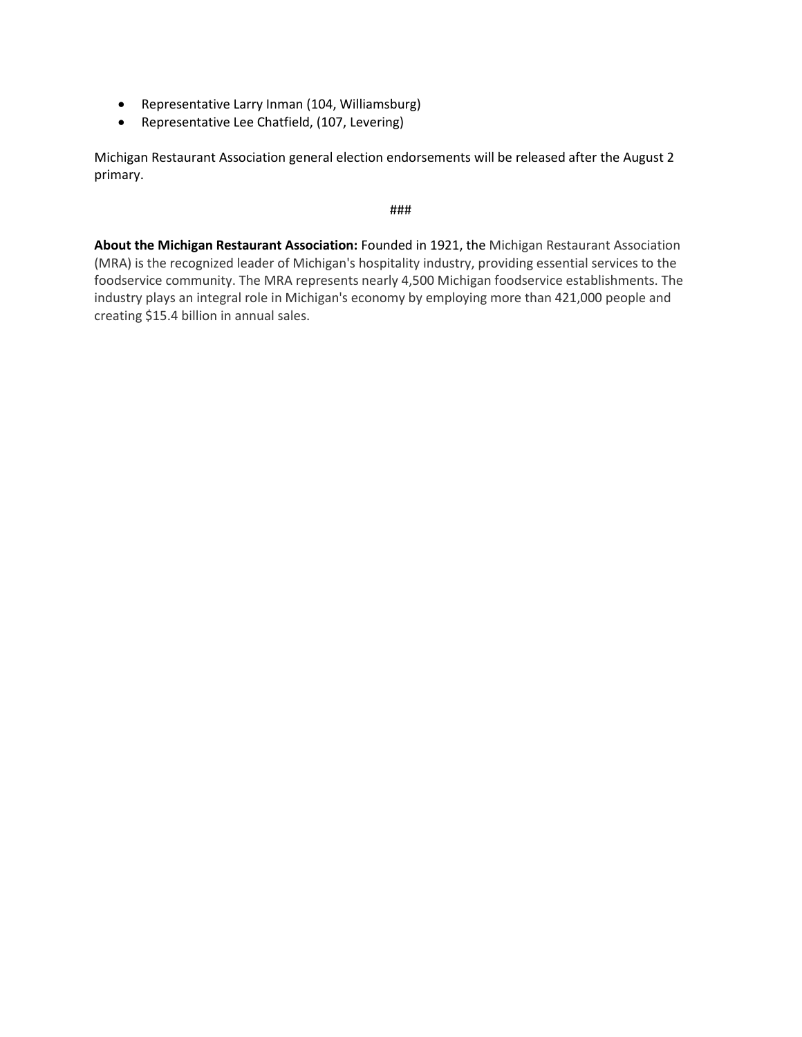- Representative Larry Inman (104, Williamsburg)
- Representative Lee Chatfield, (107, Levering)

Michigan Restaurant Association general election endorsements will be released after the August 2 primary.

###

**About the Michigan Restaurant Association:** Founded in 1921, the Michigan Restaurant Association (MRA) is the recognized leader of Michigan's hospitality industry, providing essential services to the foodservice community. The MRA represents nearly 4,500 Michigan foodservice establishments. The industry plays an integral role in Michigan's economy by employing more than 421,000 people and creating $15.4 billion in annual sales.